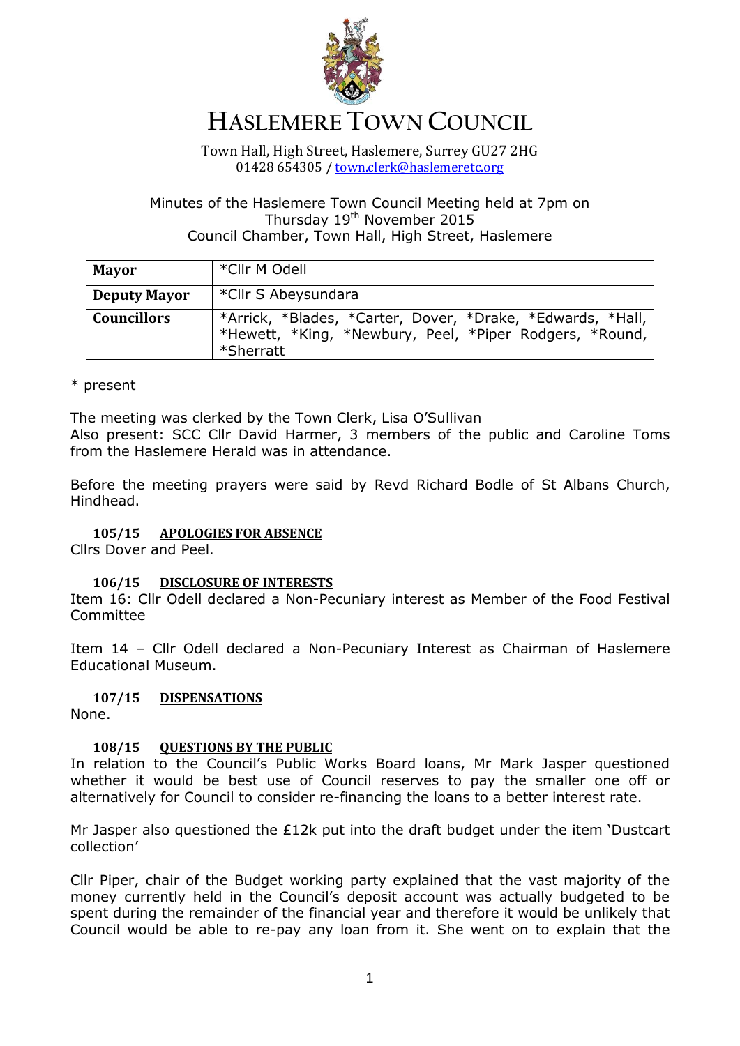# HASLEMERE TOWN COUNCIL

Town Hall, High Street, Haslemere, Surrey GU27 2HG
01428 654305 / town.clerk@haslemeretc.org

Minutes of the Haslemere Town Council Meeting held at 7pm on Thursday 19th November 2015
Council Chamber, Town Hall, High Street, Haslemere

| **Mayor** | *Cllr M Odell |
|---|---|
| **Deputy Mayor** | *Cllr S Abeysundara |
| **Councillors** | *Arrick, *Blades, *Carter, Dover, *Drake, *Edwards, *Hall, *Hewett, *King, *Newbury, Peel, *Piper Rodgers, *Round, *Sherratt |

* present

The meeting was clerked by the Town Clerk, Lisa O'Sullivan
Also present: SCC Cllr David Harmer, 3 members of the public and Caroline Toms from the Haslemere Herald was in attendance.

Before the meeting prayers were said by Revd Richard Bodle of St Albans Church, Hindhead.

### 105/15 APOLOGIES FOR ABSENCE

Cllrs Dover and Peel.

### 106/15 DISCLOSURE OF INTERESTS

Item 16: Cllr Odell declared a Non-Pecuniary interest as Member of the Food Festival Committee

Item 14 – Cllr Odell declared a Non-Pecuniary Interest as Chairman of Haslemere Educational Museum.

### 107/15 DISPENSATIONS

None.

### 108/15 QUESTIONS BY THE PUBLIC

In relation to the Council's Public Works Board loans, Mr Mark Jasper questioned whether it would be best use of Council reserves to pay the smaller one off or alternatively for Council to consider re-financing the loans to a better interest rate.

Mr Jasper also questioned the £12k put into the draft budget under the item 'Dustcart collection'

Cllr Piper, chair of the Budget working party explained that the vast majority of the money currently held in the Council's deposit account was actually budgeted to be spent during the remainder of the financial year and therefore it would be unlikely that Council would be able to re-pay any loan from it. She went on to explain that the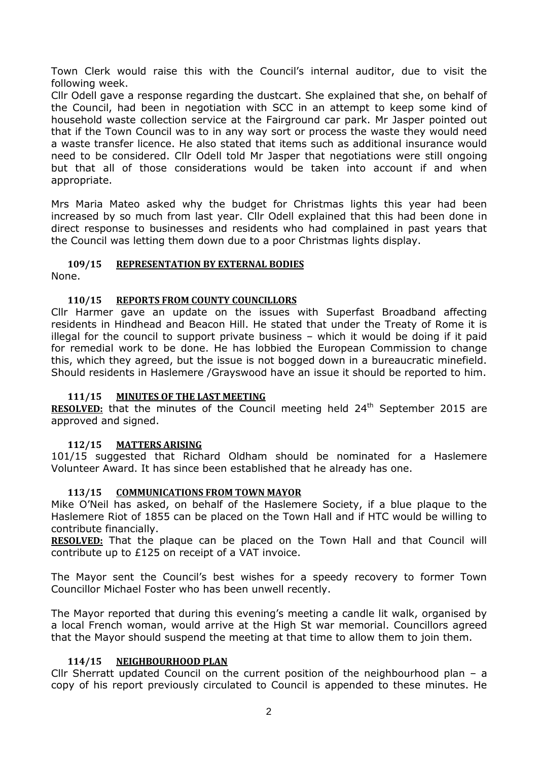Town Clerk would raise this with the Council's internal auditor, due to visit the following week.

Cllr Odell gave a response regarding the dustcart. She explained that she, on behalf of the Council, had been in negotiation with SCC in an attempt to keep some kind of household waste collection service at the Fairground car park. Mr Jasper pointed out that if the Town Council was to in any way sort or process the waste they would need a waste transfer licence. He also stated that items such as additional insurance would need to be considered. Cllr Odell told Mr Jasper that negotiations were still ongoing but that all of those considerations would be taken into account if and when appropriate.

Mrs Maria Mateo asked why the budget for Christmas lights this year had been increased by so much from last year. Cllr Odell explained that this had been done in direct response to businesses and residents who had complained in past years that the Council was letting them down due to a poor Christmas lights display.

### 109/15 REPRESENTATION BY EXTERNAL BODIES

None.

### 110/15 REPORTS FROM COUNTY COUNCILLORS

Cllr Harmer gave an update on the issues with Superfast Broadband affecting residents in Hindhead and Beacon Hill. He stated that under the Treaty of Rome it is illegal for the council to support private business – which it would be doing if it paid for remedial work to be done. He has lobbied the European Commission to change this, which they agreed, but the issue is not bogged down in a bureaucratic minefield. Should residents in Haslemere /Grayswood have an issue it should be reported to him.

### 111/15 MINUTES OF THE LAST MEETING

**RESOLVED:** that the minutes of the Council meeting held 24th September 2015 are approved and signed.

### 112/15 MATTERS ARISING

101/15 suggested that Richard Oldham should be nominated for a Haslemere Volunteer Award. It has since been established that he already has one.

### 113/15 COMMUNICATIONS FROM TOWN MAYOR

Mike O'Neil has asked, on behalf of the Haslemere Society, if a blue plaque to the Haslemere Riot of 1855 can be placed on the Town Hall and if HTC would be willing to contribute financially.

**RESOLVED:** That the plaque can be placed on the Town Hall and that Council will contribute up to £125 on receipt of a VAT invoice.

The Mayor sent the Council's best wishes for a speedy recovery to former Town Councillor Michael Foster who has been unwell recently.

The Mayor reported that during this evening's meeting a candle lit walk, organised by a local French woman, would arrive at the High St war memorial. Councillors agreed that the Mayor should suspend the meeting at that time to allow them to join them.

### 114/15 NEIGHBOURHOOD PLAN

Cllr Sherratt updated Council on the current position of the neighbourhood plan – a copy of his report previously circulated to Council is appended to these minutes. He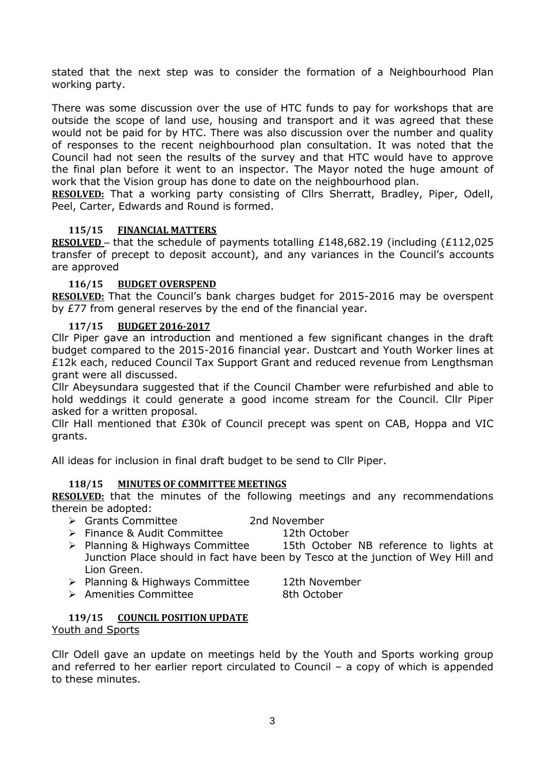stated that the next step was to consider the formation of a Neighbourhood Plan working party.

There was some discussion over the use of HTC funds to pay for workshops that are outside the scope of land use, housing and transport and it was agreed that these would not be paid for by HTC. There was also discussion over the number and quality of responses to the recent neighbourhood plan consultation. It was noted that the Council had not seen the results of the survey and that HTC would have to approve the final plan before it went to an inspector. The Mayor noted the huge amount of work that the Vision group has done to date on the neighbourhood plan.

**RESOLVED:** That a working party consisting of Cllrs Sherratt, Bradley, Piper, Odell, Peel, Carter, Edwards and Round is formed.

### 115/15 FINANCIAL MATTERS

**RESOLVED** – that the schedule of payments totalling £148,682.19 (including (£112,025 transfer of precept to deposit account), and any variances in the Council's accounts are approved

### 116/15 BUDGET OVERSPEND

**RESOLVED:** That the Council's bank charges budget for 2015-2016 may be overspent by £77 from general reserves by the end of the financial year.

### 117/15 BUDGET 2016-2017

Cllr Piper gave an introduction and mentioned a few significant changes in the draft budget compared to the 2015-2016 financial year. Dustcart and Youth Worker lines at £12k each, reduced Council Tax Support Grant and reduced revenue from Lengthsman grant were all discussed.

Cllr Abeysundara suggested that if the Council Chamber were refurbished and able to hold weddings it could generate a good income stream for the Council. Cllr Piper asked for a written proposal.

Cllr Hall mentioned that £30k of Council precept was spent on CAB, Hoppa and VIC grants.

All ideas for inclusion in final draft budget to be send to Cllr Piper.

### 118/15 MINUTES OF COMMITTEE MEETINGS

**RESOLVED:** that the minutes of the following meetings and any recommendations therein be adopted:

- Grants Committee 2nd November
- Finance & Audit Committee 12th October
- Planning & Highways Committee 15th October NB reference to lights at Junction Place should in fact have been by Tesco at the junction of Wey Hill and Lion Green.
- Planning & Highways Committee 12th November
- Amenities Committee 8th October

### 119/15 COUNCIL POSITION UPDATE

Youth and Sports

Cllr Odell gave an update on meetings held by the Youth and Sports working group and referred to her earlier report circulated to Council – a copy of which is appended to these minutes.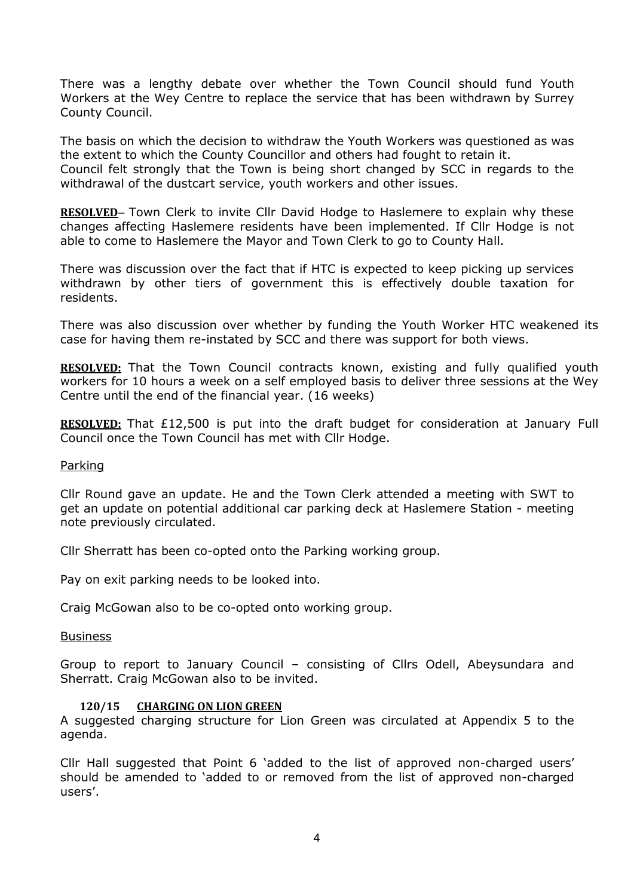There was a lengthy debate over whether the Town Council should fund Youth Workers at the Wey Centre to replace the service that has been withdrawn by Surrey County Council.

The basis on which the decision to withdraw the Youth Workers was questioned as was the extent to which the County Councillor and others had fought to retain it.
Council felt strongly that the Town is being short changed by SCC in regards to the withdrawal of the dustcart service, youth workers and other issues.

**RESOLVED**– Town Clerk to invite Cllr David Hodge to Haslemere to explain why these changes affecting Haslemere residents have been implemented. If Cllr Hodge is not able to come to Haslemere the Mayor and Town Clerk to go to County Hall.

There was discussion over the fact that if HTC is expected to keep picking up services withdrawn by other tiers of government this is effectively double taxation for residents.

There was also discussion over whether by funding the Youth Worker HTC weakened its case for having them re-instated by SCC and there was support for both views.

**RESOLVED:** That the Town Council contracts known, existing and fully qualified youth workers for 10 hours a week on a self employed basis to deliver three sessions at the Wey Centre until the end of the financial year. (16 weeks)

**RESOLVED:** That £12,500 is put into the draft budget for consideration at January Full Council once the Town Council has met with Cllr Hodge.

Parking

Cllr Round gave an update. He and the Town Clerk attended a meeting with SWT to get an update on potential additional car parking deck at Haslemere Station - meeting note previously circulated.

Cllr Sherratt has been co-opted onto the Parking working group.

Pay on exit parking needs to be looked into.

Craig McGowan also to be co-opted onto working group.

Business

Group to report to January Council – consisting of Cllrs Odell, Abeysundara and Sherratt. Craig McGowan also to be invited.

### 120/15 CHARGING ON LION GREEN

A suggested charging structure for Lion Green was circulated at Appendix 5 to the agenda.

Cllr Hall suggested that Point 6 'added to the list of approved non-charged users' should be amended to 'added to or removed from the list of approved non-charged users'.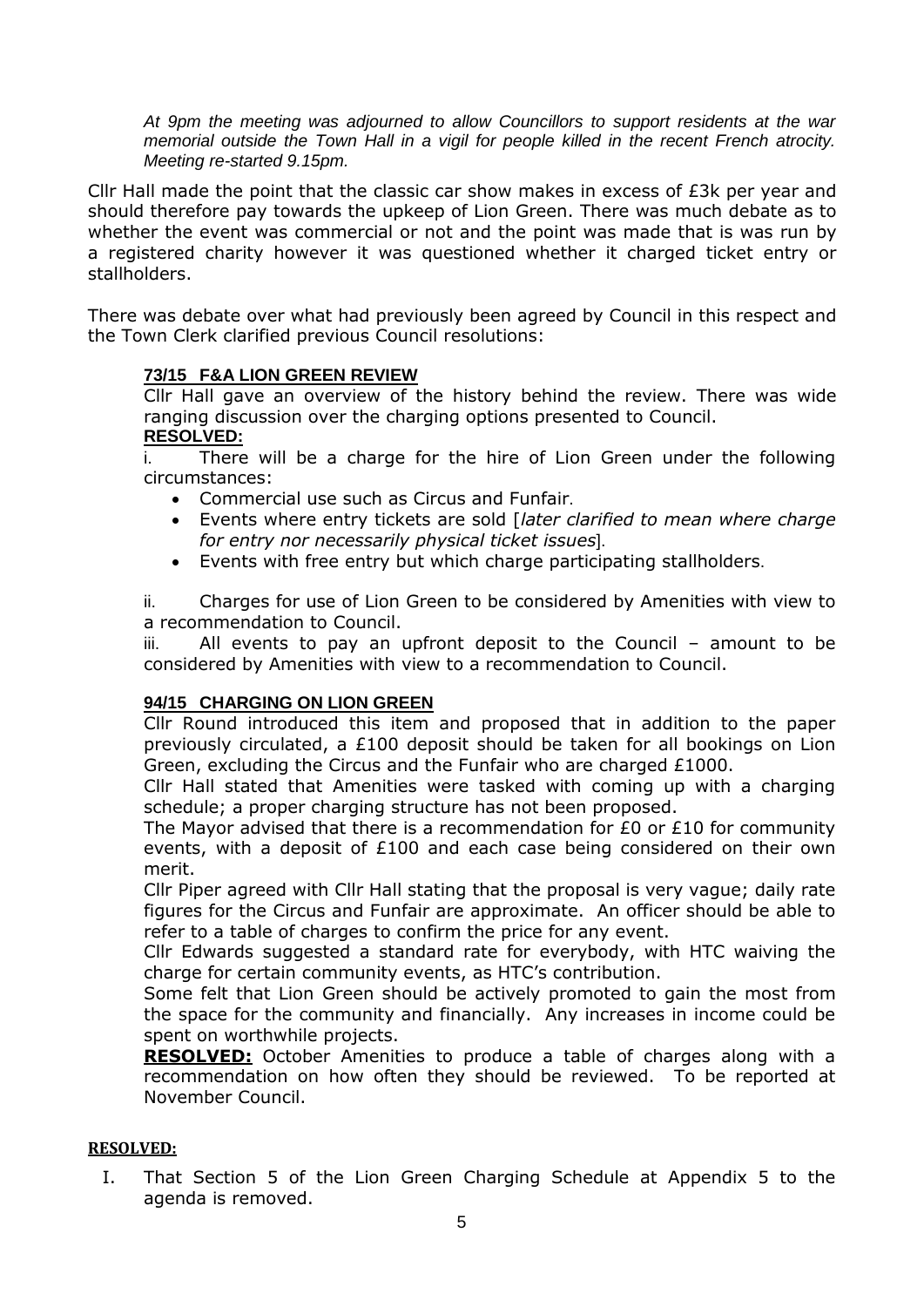*At 9pm the meeting was adjourned to allow Councillors to support residents at the war memorial outside the Town Hall in a vigil for people killed in the recent French atrocity. Meeting re-started 9.15pm.*

Cllr Hall made the point that the classic car show makes in excess of £3k per year and should therefore pay towards the upkeep of Lion Green. There was much debate as to whether the event was commercial or not and the point was made that is was run by a registered charity however it was questioned whether it charged ticket entry or stallholders.

There was debate over what had previously been agreed by Council in this respect and the Town Clerk clarified previous Council resolutions:

> **73/15 F&A LION GREEN REVIEW**
>
> Cllr Hall gave an overview of the history behind the review. There was wide ranging discussion over the charging options presented to Council.
>
> **RESOLVED:**
>
> i. There will be a charge for the hire of Lion Green under the following circumstances:
>
> - Commercial use such as Circus and Funfair.
> - Events where entry tickets are sold [*later clarified to mean where charge for entry nor necessarily physical ticket issues*].
> - Events with free entry but which charge participating stallholders.
>
> ii. Charges for use of Lion Green to be considered by Amenities with view to a recommendation to Council.
>
> iii. All events to pay an upfront deposit to the Council – amount to be considered by Amenities with view to a recommendation to Council.
>
> **94/15 CHARGING ON LION GREEN**
>
> Cllr Round introduced this item and proposed that in addition to the paper previously circulated, a £100 deposit should be taken for all bookings on Lion Green, excluding the Circus and the Funfair who are charged £1000.
>
> Cllr Hall stated that Amenities were tasked with coming up with a charging schedule; a proper charging structure has not been proposed.
>
> The Mayor advised that there is a recommendation for £0 or £10 for community events, with a deposit of £100 and each case being considered on their own merit.
>
> Cllr Piper agreed with Cllr Hall stating that the proposal is very vague; daily rate figures for the Circus and Funfair are approximate. An officer should be able to refer to a table of charges to confirm the price for any event.
>
> Cllr Edwards suggested a standard rate for everybody, with HTC waiving the charge for certain community events, as HTC's contribution.
>
> Some felt that Lion Green should be actively promoted to gain the most from the space for the community and financially. Any increases in income could be spent on worthwhile projects.
>
> **RESOLVED:** October Amenities to produce a table of charges along with a recommendation on how often they should be reviewed. To be reported at November Council.

**RESOLVED:**

I. That Section 5 of the Lion Green Charging Schedule at Appendix 5 to the agenda is removed.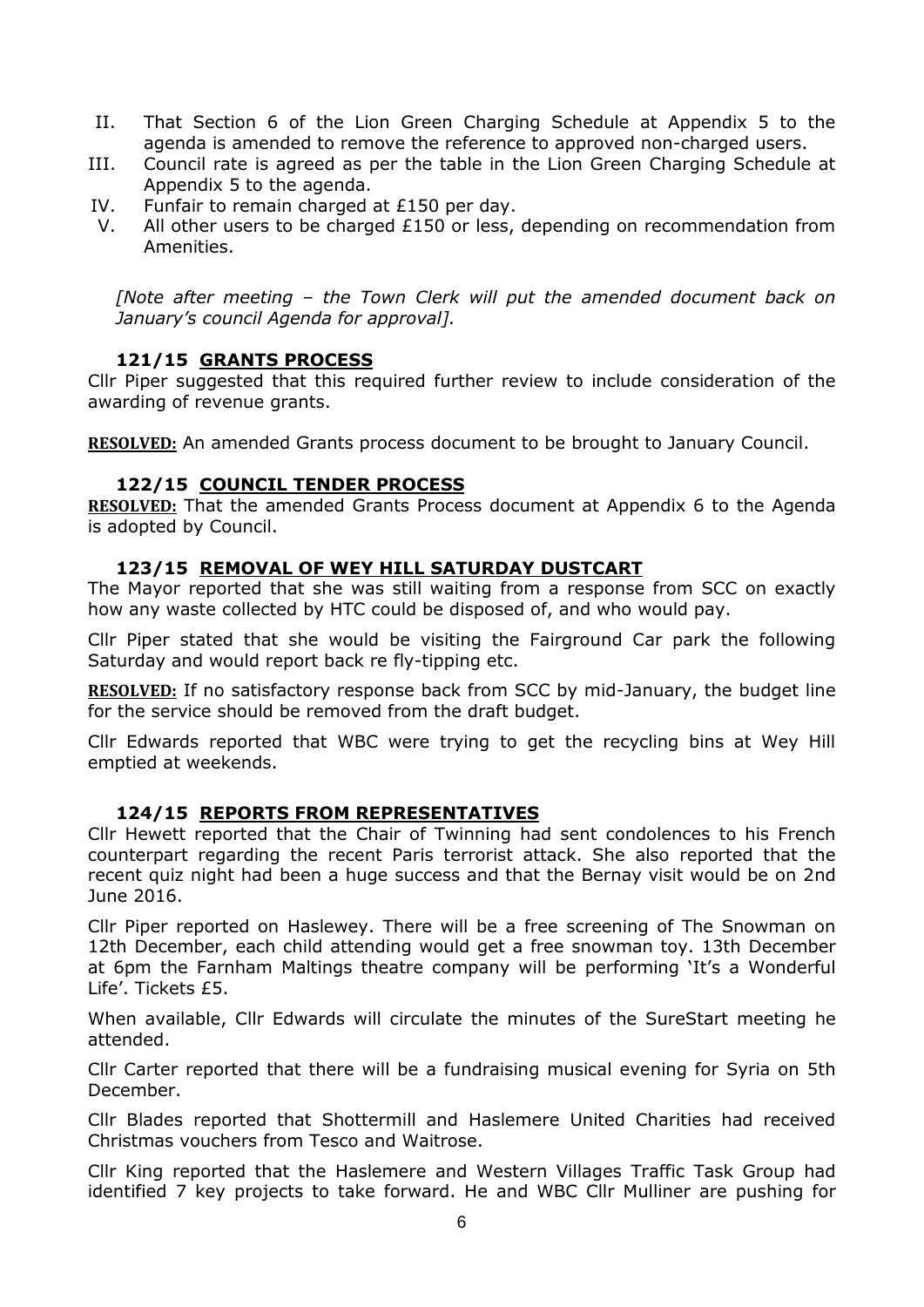II. That Section 6 of the Lion Green Charging Schedule at Appendix 5 to the agenda is amended to remove the reference to approved non-charged users.
III. Council rate is agreed as per the table in the Lion Green Charging Schedule at Appendix 5 to the agenda.
IV. Funfair to remain charged at £150 per day.
V. All other users to be charged £150 or less, depending on recommendation from Amenities.

*[Note after meeting – the Town Clerk will put the amended document back on January's council Agenda for approval].*

### 121/15 GRANTS PROCESS

Cllr Piper suggested that this required further review to include consideration of the awarding of revenue grants.

**RESOLVED:** An amended Grants process document to be brought to January Council.

### 122/15 COUNCIL TENDER PROCESS

**RESOLVED:** That the amended Grants Process document at Appendix 6 to the Agenda is adopted by Council.

### 123/15 REMOVAL OF WEY HILL SATURDAY DUSTCART

The Mayor reported that she was still waiting from a response from SCC on exactly how any waste collected by HTC could be disposed of, and who would pay.

Cllr Piper stated that she would be visiting the Fairground Car park the following Saturday and would report back re fly-tipping etc.

**RESOLVED:** If no satisfactory response back from SCC by mid-January, the budget line for the service should be removed from the draft budget.

Cllr Edwards reported that WBC were trying to get the recycling bins at Wey Hill emptied at weekends.

### 124/15 REPORTS FROM REPRESENTATIVES

Cllr Hewett reported that the Chair of Twinning had sent condolences to his French counterpart regarding the recent Paris terrorist attack. She also reported that the recent quiz night had been a huge success and that the Bernay visit would be on 2nd June 2016.

Cllr Piper reported on Haslewey. There will be a free screening of The Snowman on 12th December, each child attending would get a free snowman toy. 13th December at 6pm the Farnham Maltings theatre company will be performing 'It's a Wonderful Life'. Tickets £5.

When available, Cllr Edwards will circulate the minutes of the SureStart meeting he attended.

Cllr Carter reported that there will be a fundraising musical evening for Syria on 5th December.

Cllr Blades reported that Shottermill and Haslemere United Charities had received Christmas vouchers from Tesco and Waitrose.

Cllr King reported that the Haslemere and Western Villages Traffic Task Group had identified 7 key projects to take forward. He and WBC Cllr Mulliner are pushing for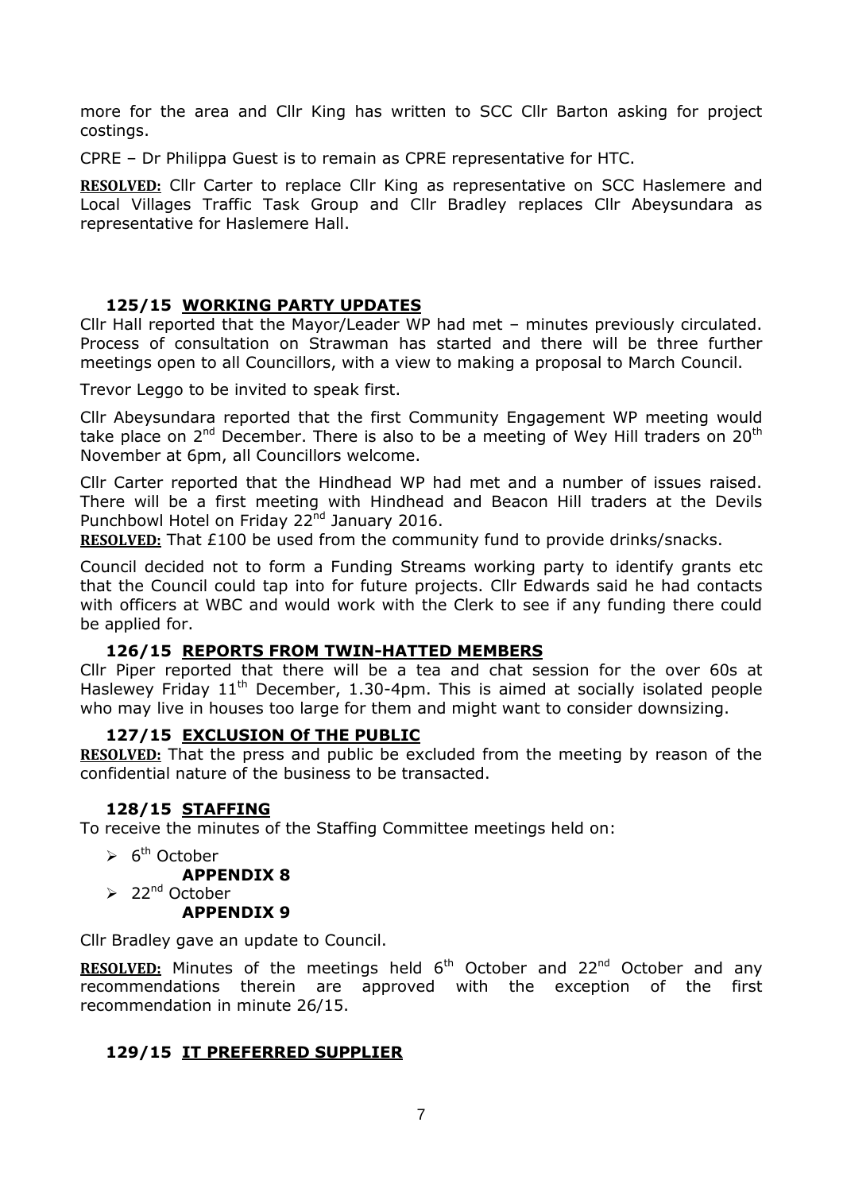more for the area and Cllr King has written to SCC Cllr Barton asking for project costings.

CPRE – Dr Philippa Guest is to remain as CPRE representative for HTC.

**RESOLVED:** Cllr Carter to replace Cllr King as representative on SCC Haslemere and Local Villages Traffic Task Group and Cllr Bradley replaces Cllr Abeysundara as representative for Haslemere Hall.

### 125/15 WORKING PARTY UPDATES

Cllr Hall reported that the Mayor/Leader WP had met – minutes previously circulated. Process of consultation on Strawman has started and there will be three further meetings open to all Councillors, with a view to making a proposal to March Council.

Trevor Leggo to be invited to speak first.

Cllr Abeysundara reported that the first Community Engagement WP meeting would take place on 2nd December. There is also to be a meeting of Wey Hill traders on 20th November at 6pm, all Councillors welcome.

Cllr Carter reported that the Hindhead WP had met and a number of issues raised. There will be a first meeting with Hindhead and Beacon Hill traders at the Devils Punchbowl Hotel on Friday 22nd January 2016.

**RESOLVED:** That £100 be used from the community fund to provide drinks/snacks.

Council decided not to form a Funding Streams working party to identify grants etc that the Council could tap into for future projects. Cllr Edwards said he had contacts with officers at WBC and would work with the Clerk to see if any funding there could be applied for.

### 126/15 REPORTS FROM TWIN-HATTED MEMBERS

Cllr Piper reported that there will be a tea and chat session for the over 60s at Haslewey Friday 11th December, 1.30-4pm. This is aimed at socially isolated people who may live in houses too large for them and might want to consider downsizing.

### 127/15 EXCLUSION Of THE PUBLIC

**RESOLVED:** That the press and public be excluded from the meeting by reason of the confidential nature of the business to be transacted.

### 128/15 STAFFING

To receive the minutes of the Staffing Committee meetings held on:

- 6th October
  **APPENDIX 8**
- 22nd October
  **APPENDIX 9**

Cllr Bradley gave an update to Council.

**RESOLVED:** Minutes of the meetings held 6th October and 22nd October and any recommendations therein are approved with the exception of the first recommendation in minute 26/15.

### 129/15 IT PREFERRED SUPPLIER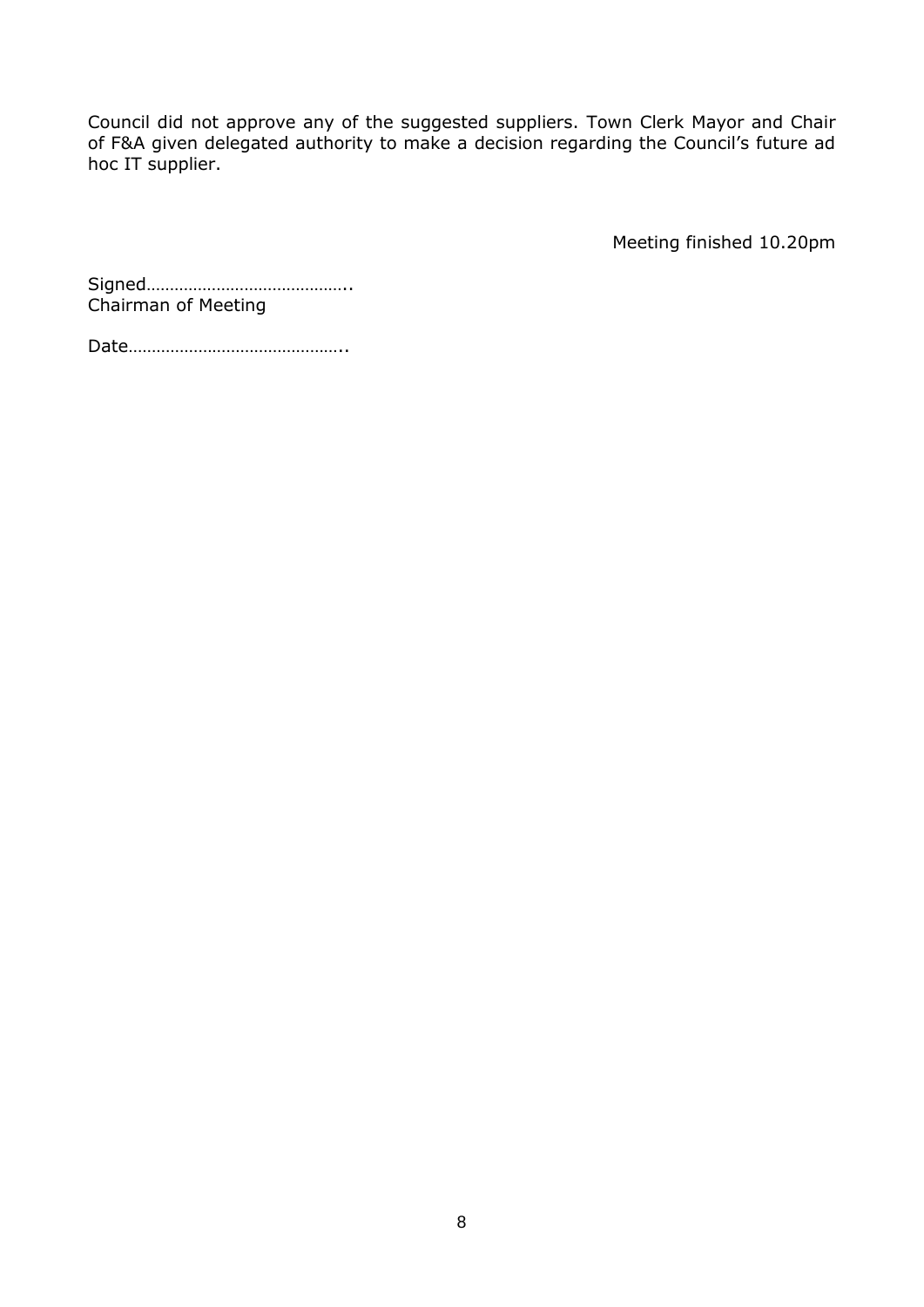Council did not approve any of the suggested suppliers. Town Clerk Mayor and Chair of F&A given delegated authority to make a decision regarding the Council's future ad hoc IT supplier.

Meeting finished 10.20pm

Signed……………………………………..
Chairman of Meeting

Date………………………………………..